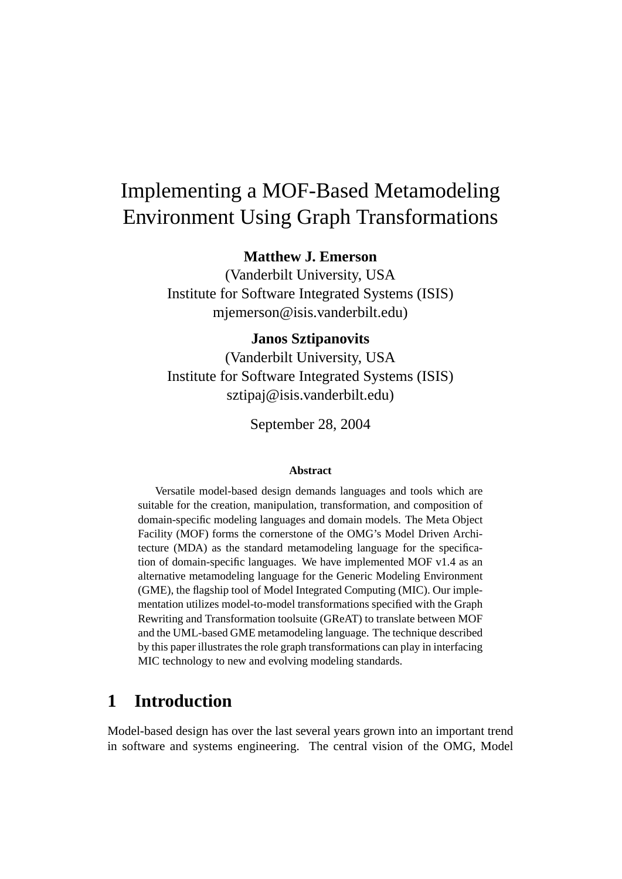# Implementing a MOF-Based Metamodeling Environment Using Graph Transformations

**Matthew J. Emerson**
(Vanderbilt University, USA
Institute for Software Integrated Systems (ISIS)
mjemerson@isis.vanderbilt.edu)

**Janos Sztipanovits**
(Vanderbilt University, USA
Institute for Software Integrated Systems (ISIS)
sztipaj@isis.vanderbilt.edu)

September 28, 2004

**Abstract**

Versatile model-based design demands languages and tools which are suitable for the creation, manipulation, transformation, and composition of domain-specific modeling languages and domain models. The Meta Object Facility (MOF) forms the cornerstone of the OMG's Model Driven Architecture (MDA) as the standard metamodeling language for the specification of domain-specific languages. We have implemented MOF v1.4 as an alternative metamodeling language for the Generic Modeling Environment (GME), the flagship tool of Model Integrated Computing (MIC). Our implementation utilizes model-to-model transformations specified with the Graph Rewriting and Transformation toolsuite (GReAT) to translate between MOF and the UML-based GME metamodeling language. The technique described by this paper illustrates the role graph transformations can play in interfacing MIC technology to new and evolving modeling standards.

## 1 Introduction

Model-based design has over the last several years grown into an important trend in software and systems engineering. The central vision of the OMG, Model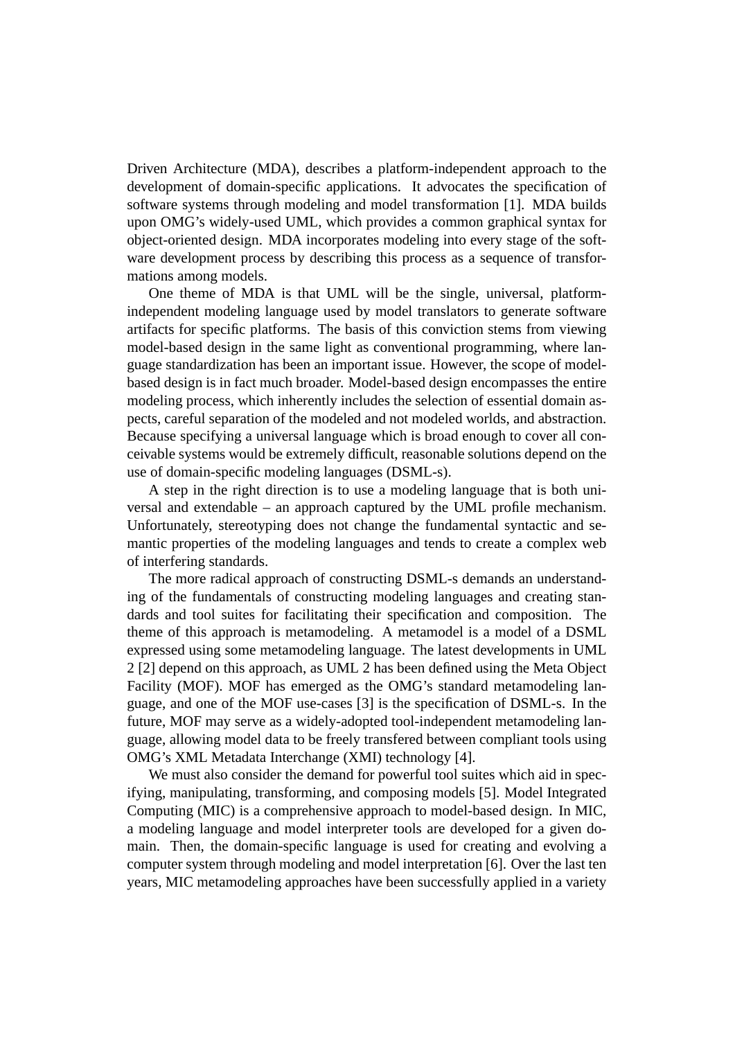Driven Architecture (MDA), describes a platform-independent approach to the development of domain-specific applications. It advocates the specification of software systems through modeling and model transformation [1]. MDA builds upon OMG's widely-used UML, which provides a common graphical syntax for object-oriented design. MDA incorporates modeling into every stage of the software development process by describing this process as a sequence of transformations among models.

One theme of MDA is that UML will be the single, universal, platform-independent modeling language used by model translators to generate software artifacts for specific platforms. The basis of this conviction stems from viewing model-based design in the same light as conventional programming, where language standardization has been an important issue. However, the scope of model-based design is in fact much broader. Model-based design encompasses the entire modeling process, which inherently includes the selection of essential domain aspects, careful separation of the modeled and not modeled worlds, and abstraction. Because specifying a universal language which is broad enough to cover all conceivable systems would be extremely difficult, reasonable solutions depend on the use of domain-specific modeling languages (DSML-s).

A step in the right direction is to use a modeling language that is both universal and extendable – an approach captured by the UML profile mechanism. Unfortunately, stereotyping does not change the fundamental syntactic and semantic properties of the modeling languages and tends to create a complex web of interfering standards.

The more radical approach of constructing DSML-s demands an understanding of the fundamentals of constructing modeling languages and creating standards and tool suites for facilitating their specification and composition. The theme of this approach is metamodeling. A metamodel is a model of a DSML expressed using some metamodeling language. The latest developments in UML 2 [2] depend on this approach, as UML 2 has been defined using the Meta Object Facility (MOF). MOF has emerged as the OMG's standard metamodeling language, and one of the MOF use-cases [3] is the specification of DSML-s. In the future, MOF may serve as a widely-adopted tool-independent metamodeling language, allowing model data to be freely transfered between compliant tools using OMG's XML Metadata Interchange (XMI) technology [4].

We must also consider the demand for powerful tool suites which aid in specifying, manipulating, transforming, and composing models [5]. Model Integrated Computing (MIC) is a comprehensive approach to model-based design. In MIC, a modeling language and model interpreter tools are developed for a given domain. Then, the domain-specific language is used for creating and evolving a computer system through modeling and model interpretation [6]. Over the last ten years, MIC metamodeling approaches have been successfully applied in a variety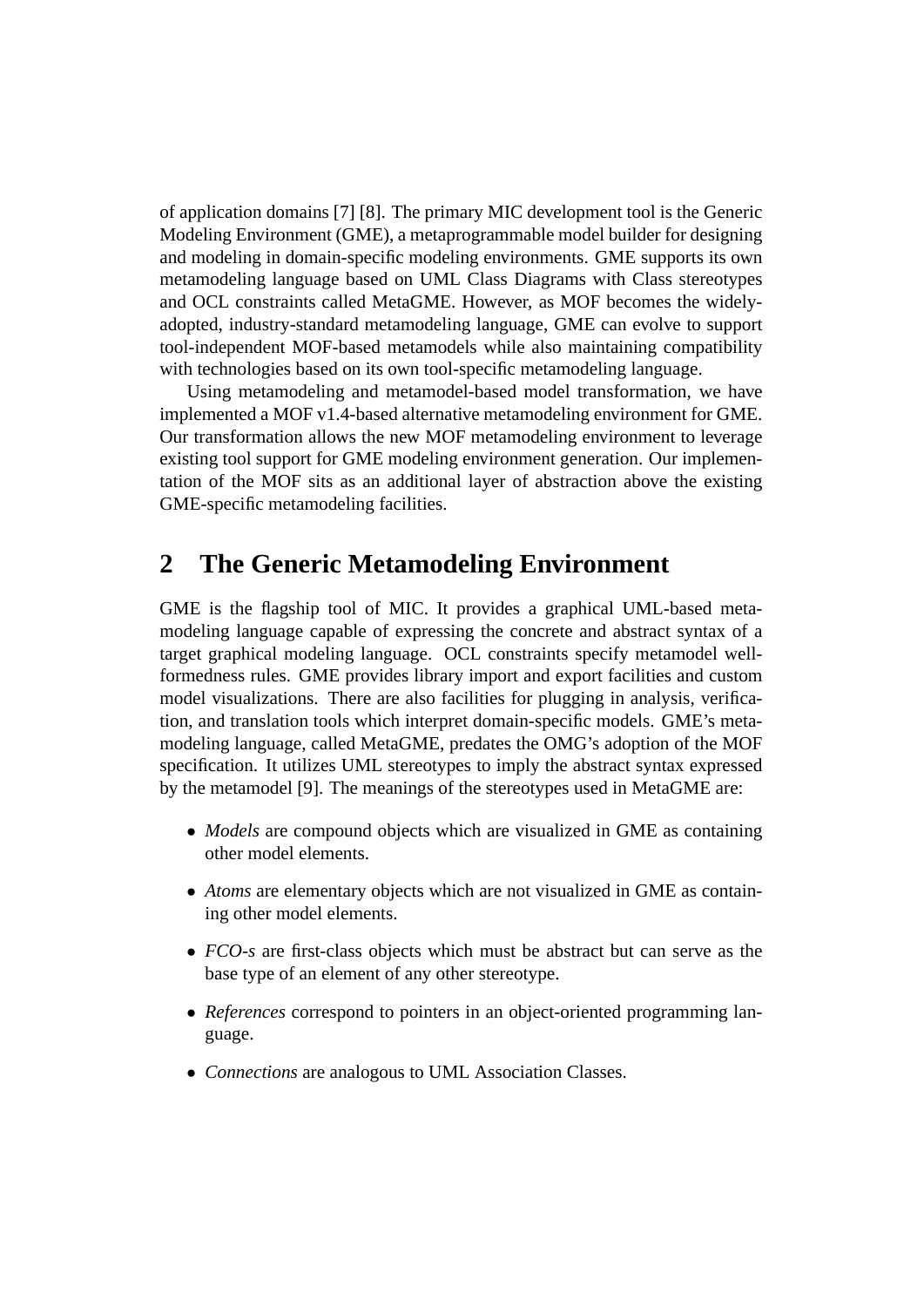of application domains [7] [8]. The primary MIC development tool is the Generic Modeling Environment (GME), a metaprogrammable model builder for designing and modeling in domain-specific modeling environments. GME supports its own metamodeling language based on UML Class Diagrams with Class stereotypes and OCL constraints called MetaGME. However, as MOF becomes the widely-adopted, industry-standard metamodeling language, GME can evolve to support tool-independent MOF-based metamodels while also maintaining compatibility with technologies based on its own tool-specific metamodeling language.

Using metamodeling and metamodel-based model transformation, we have implemented a MOF v1.4-based alternative metamodeling environment for GME. Our transformation allows the new MOF metamodeling environment to leverage existing tool support for GME modeling environment generation. Our implementation of the MOF sits as an additional layer of abstraction above the existing GME-specific metamodeling facilities.

## 2 The Generic Metamodeling Environment

GME is the flagship tool of MIC. It provides a graphical UML-based metamodeling language capable of expressing the concrete and abstract syntax of a target graphical modeling language. OCL constraints specify metamodel well-formedness rules. GME provides library import and export facilities and custom model visualizations. There are also facilities for plugging in analysis, verification, and translation tools which interpret domain-specific models. GME's metamodeling language, called MetaGME, predates the OMG's adoption of the MOF specification. It utilizes UML stereotypes to imply the abstract syntax expressed by the metamodel [9]. The meanings of the stereotypes used in MetaGME are:

- *Models* are compound objects which are visualized in GME as containing other model elements.
- *Atoms* are elementary objects which are not visualized in GME as containing other model elements.
- *FCO-s* are first-class objects which must be abstract but can serve as the base type of an element of any other stereotype.
- *References* correspond to pointers in an object-oriented programming language.
- *Connections* are analogous to UML Association Classes.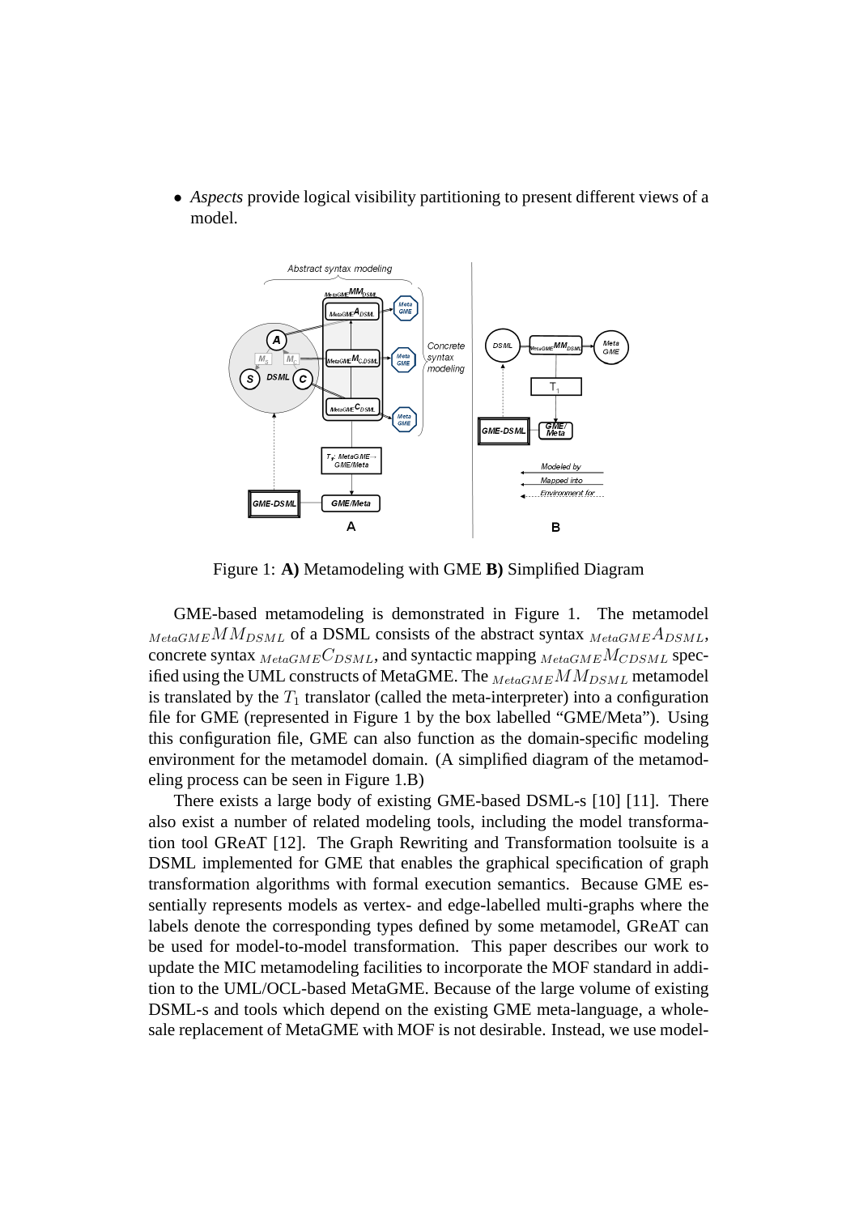- *Aspects* provide logical visibility partitioning to present different views of a model.

Figure 1: **A)** Metamodeling with GME **B)** Simplified Diagram

GME-based metamodeling is demonstrated in Figure 1. The metamodel ${}_{MetaGME}MM_{DSML}$ of a DSML consists of the abstract syntax ${}_{MetaGME}A_{DSML}$, concrete syntax ${}_{MetaGME}C_{DSML}$, and syntactic mapping ${}_{MetaGME}M_{CDSML}$ specified using the UML constructs of MetaGME. The ${}_{MetaGME}MM_{DSML}$ metamodel is translated by the $T_1$ translator (called the meta-interpreter) into a configuration file for GME (represented in Figure 1 by the box labelled "GME/Meta"). Using this configuration file, GME can also function as the domain-specific modeling environment for the metamodel domain. (A simplified diagram of the metamodeling process can be seen in Figure 1.B)

There exists a large body of existing GME-based DSML-s [10] [11]. There also exist a number of related modeling tools, including the model transformation tool GReAT [12]. The Graph Rewriting and Transformation toolsuite is a DSML implemented for GME that enables the graphical specification of graph transformation algorithms with formal execution semantics. Because GME essentially represents models as vertex- and edge-labelled multi-graphs where the labels denote the corresponding types defined by some metamodel, GReAT can be used for model-to-model transformation. This paper describes our work to update the MIC metamodeling facilities to incorporate the MOF standard in addition to the UML/OCL-based MetaGME. Because of the large volume of existing DSML-s and tools which depend on the existing GME meta-language, a wholesale replacement of MetaGME with MOF is not desirable. Instead, we use model-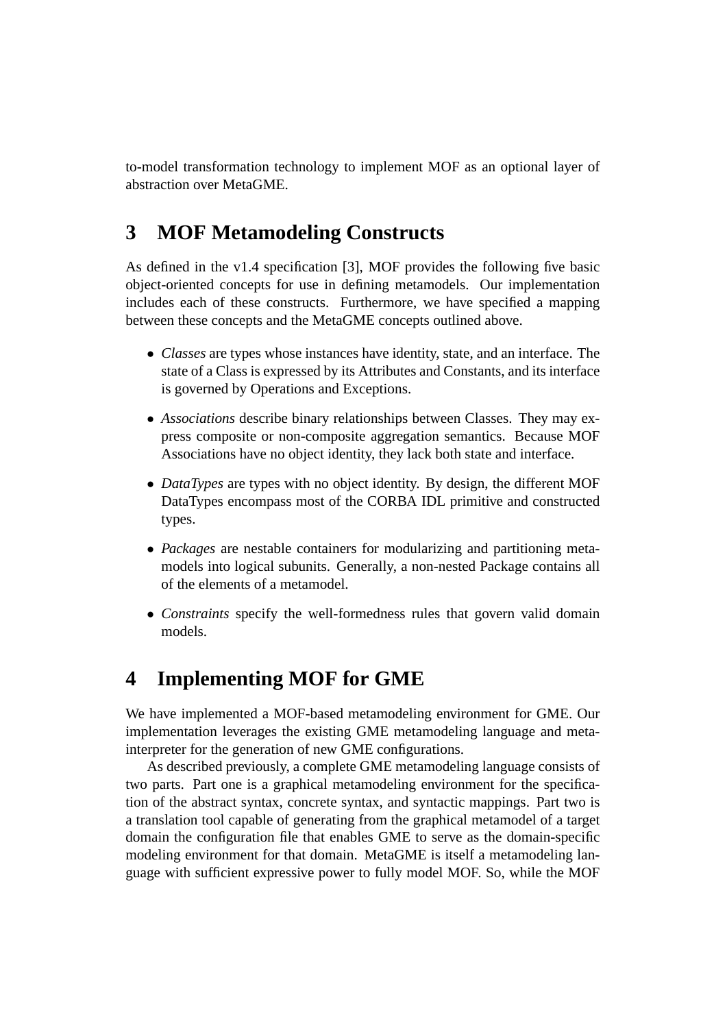to-model transformation technology to implement MOF as an optional layer of abstraction over MetaGME.

# 3 MOF Metamodeling Constructs

As defined in the v1.4 specification [3], MOF provides the following five basic object-oriented concepts for use in defining metamodels. Our implementation includes each of these constructs. Furthermore, we have specified a mapping between these concepts and the MetaGME concepts outlined above.

- *Classes* are types whose instances have identity, state, and an interface. The state of a Class is expressed by its Attributes and Constants, and its interface is governed by Operations and Exceptions.
- *Associations* describe binary relationships between Classes. They may express composite or non-composite aggregation semantics. Because MOF Associations have no object identity, they lack both state and interface.
- *DataTypes* are types with no object identity. By design, the different MOF DataTypes encompass most of the CORBA IDL primitive and constructed types.
- *Packages* are nestable containers for modularizing and partitioning metamodels into logical subunits. Generally, a non-nested Package contains all of the elements of a metamodel.
- *Constraints* specify the well-formedness rules that govern valid domain models.

# 4 Implementing MOF for GME

We have implemented a MOF-based metamodeling environment for GME. Our implementation leverages the existing GME metamodeling language and meta-interpreter for the generation of new GME configurations.

As described previously, a complete GME metamodeling language consists of two parts. Part one is a graphical metamodeling environment for the specification of the abstract syntax, concrete syntax, and syntactic mappings. Part two is a translation tool capable of generating from the graphical metamodel of a target domain the configuration file that enables GME to serve as the domain-specific modeling environment for that domain. MetaGME is itself a metamodeling language with sufficient expressive power to fully model MOF. So, while the MOF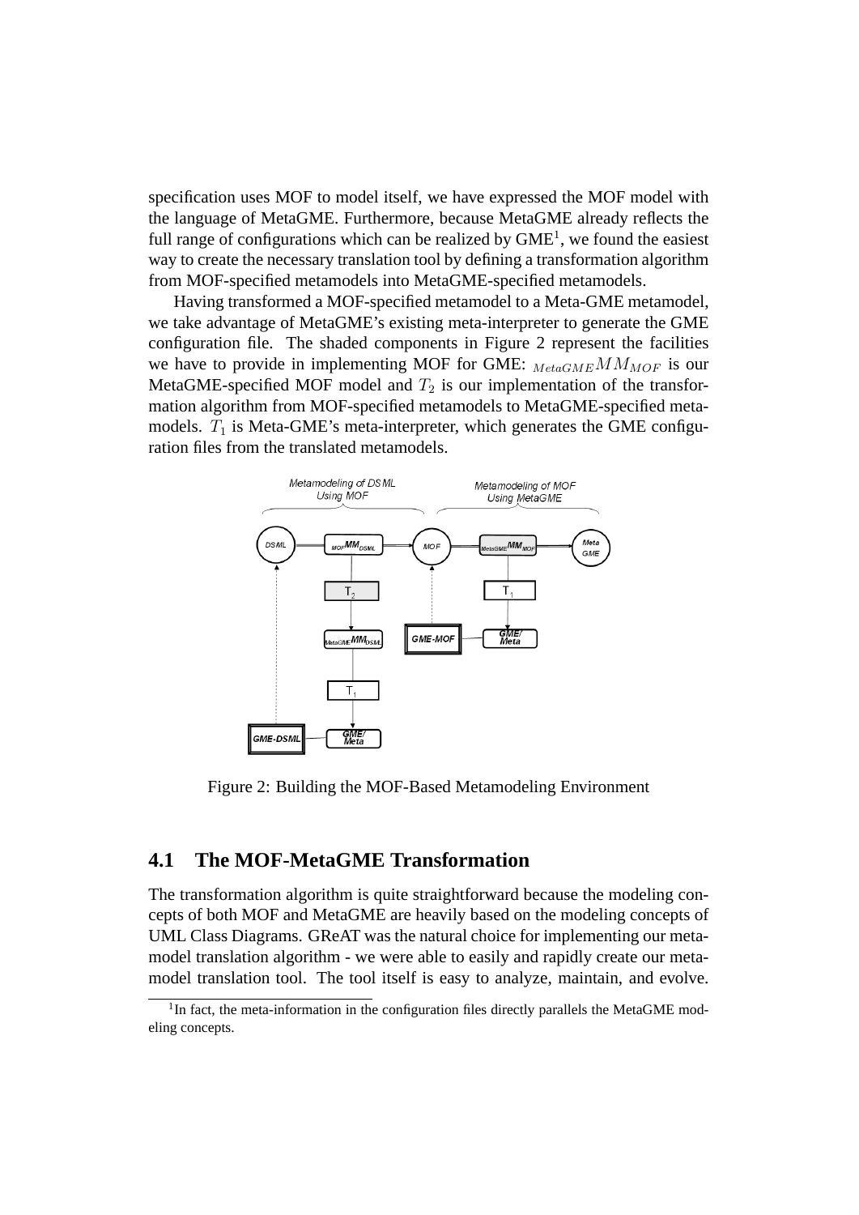specification uses MOF to model itself, we have expressed the MOF model with the language of MetaGME. Furthermore, because MetaGME already reflects the full range of configurations which can be realized by GME[1], we found the easiest way to create the necessary translation tool by defining a transformation algorithm from MOF-specified metamodels into MetaGME-specified metamodels.

Having transformed a MOF-specified metamodel to a Meta-GME metamodel, we take advantage of MetaGME's existing meta-interpreter to generate the GME configuration file. The shaded components in Figure 2 represent the facilities we have to provide in implementing MOF for GME: ${}_{MetaGME}MM_{MOF}$ is our MetaGME-specified MOF model and $T_2$ is our implementation of the transformation algorithm from MOF-specified metamodels to MetaGME-specified metamodels. $T_1$ is Meta-GME's meta-interpreter, which generates the GME configuration files from the translated metamodels.

Figure 2: Building the MOF-Based Metamodeling Environment

## 4.1 The MOF-MetaGME Transformation

The transformation algorithm is quite straightforward because the modeling concepts of both MOF and MetaGME are heavily based on the modeling concepts of UML Class Diagrams. GReAT was the natural choice for implementing our metamodel translation algorithm - we were able to easily and rapidly create our metamodel translation tool. The tool itself is easy to analyze, maintain, and evolve.

[1] In fact, the meta-information in the configuration files directly parallels the MetaGME modeling concepts.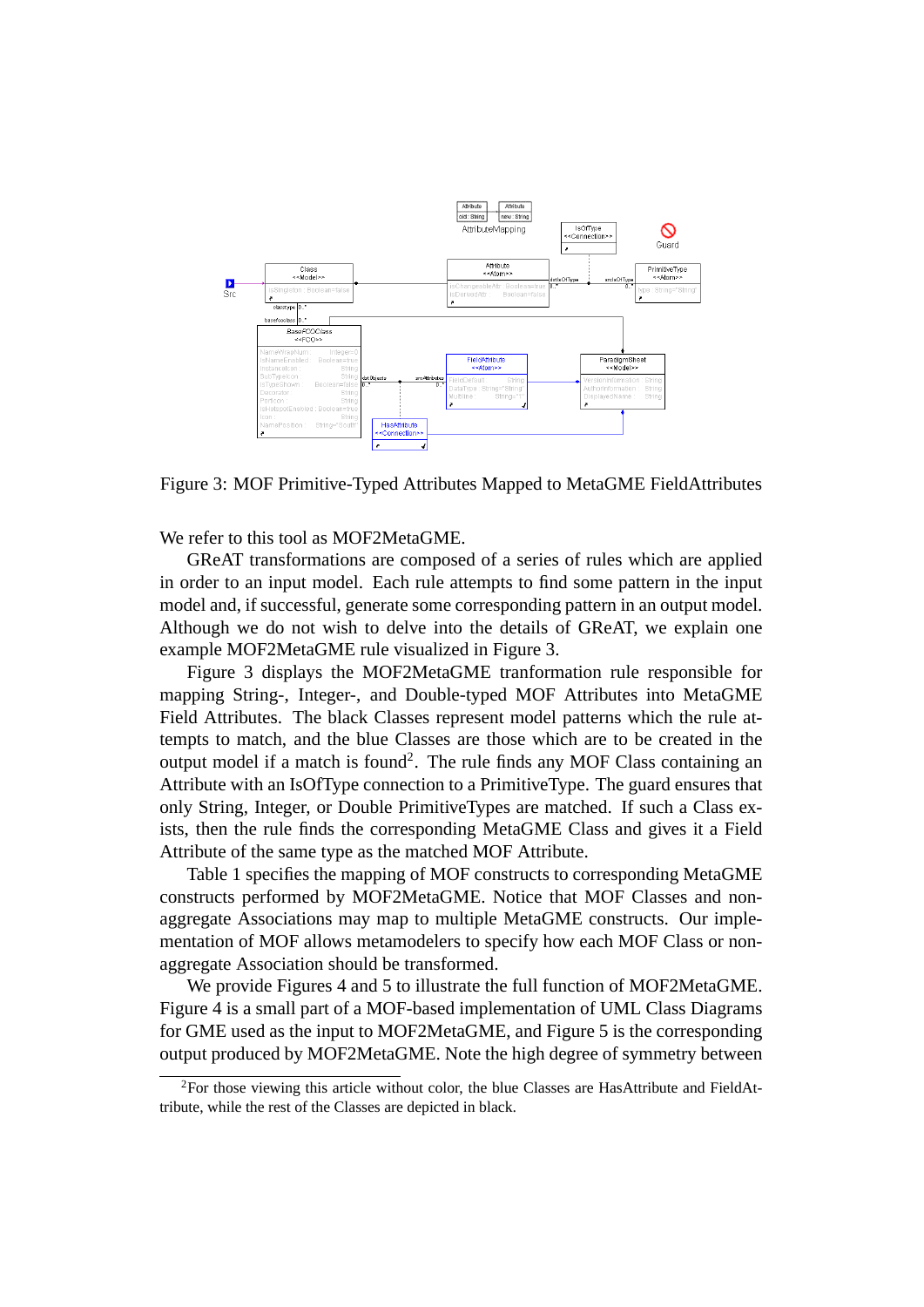Figure 3: MOF Primitive-Typed Attributes Mapped to MetaGME FieldAttributes

We refer to this tool as MOF2MetaGME.

GReAT transformations are composed of a series of rules which are applied in order to an input model. Each rule attempts to find some pattern in the input model and, if successful, generate some corresponding pattern in an output model. Although we do not wish to delve into the details of GReAT, we explain one example MOF2MetaGME rule visualized in Figure 3.

Figure 3 displays the MOF2MetaGME tranformation rule responsible for mapping String-, Integer-, and Double-typed MOF Attributes into MetaGME Field Attributes. The black Classes represent model patterns which the rule attempts to match, and the blue Classes are those which are to be created in the output model if a match is found[2]. The rule finds any MOF Class containing an Attribute with an IsOfType connection to a PrimitiveType. The guard ensures that only String, Integer, or Double PrimitiveTypes are matched. If such a Class exists, then the rule finds the corresponding MetaGME Class and gives it a Field Attribute of the same type as the matched MOF Attribute.

Table 1 specifies the mapping of MOF constructs to corresponding MetaGME constructs performed by MOF2MetaGME. Notice that MOF Classes and non-aggregate Associations may map to multiple MetaGME constructs. Our implementation of MOF allows metamodelers to specify how each MOF Class or non-aggregate Association should be transformed.

We provide Figures 4 and 5 to illustrate the full function of MOF2MetaGME. Figure 4 is a small part of a MOF-based implementation of UML Class Diagrams for GME used as the input to MOF2MetaGME, and Figure 5 is the corresponding output produced by MOF2MetaGME. Note the high degree of symmetry between

[2]For those viewing this article without color, the blue Classes are HasAttribute and FieldAttribute, while the rest of the Classes are depicted in black.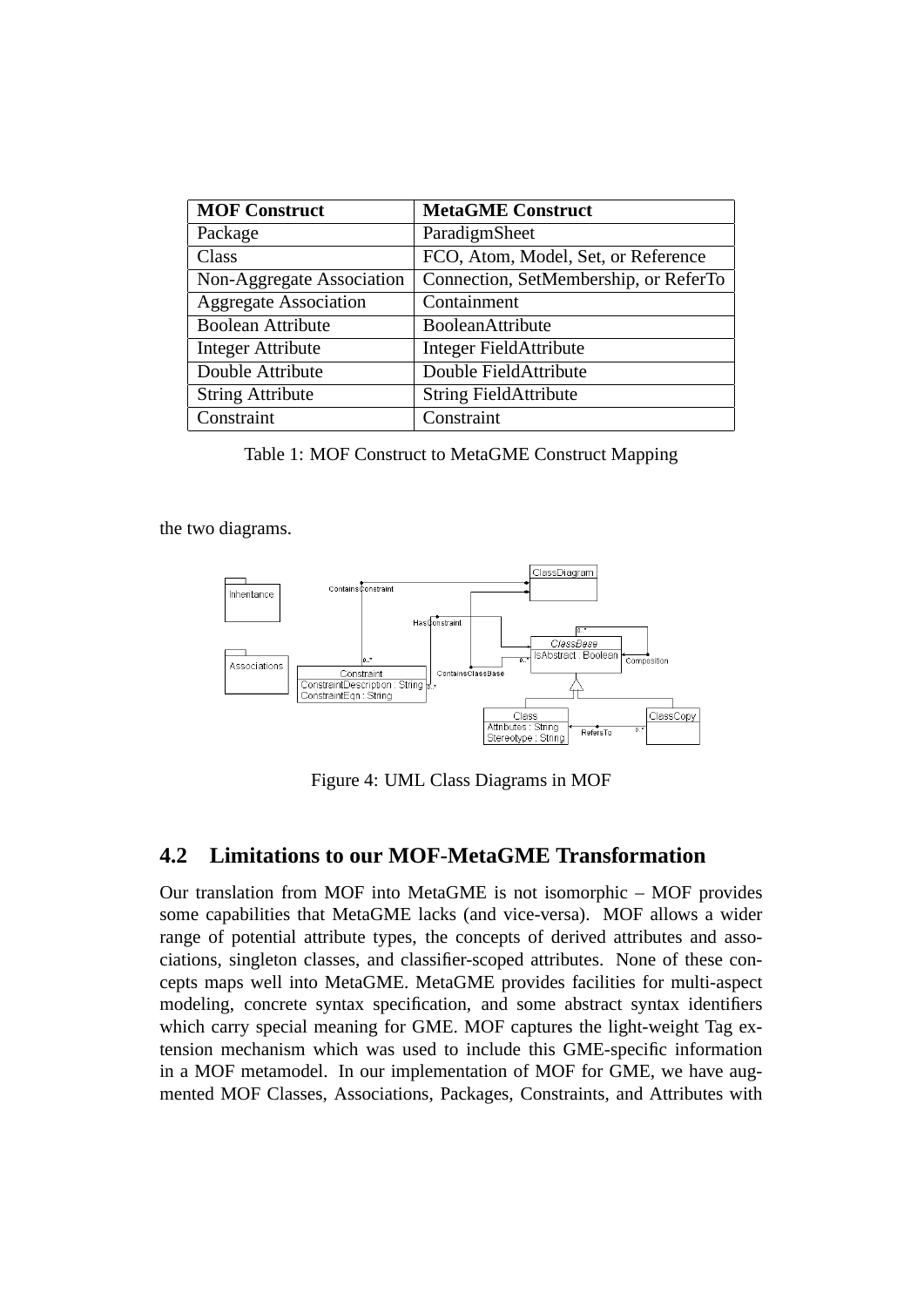| MOF Construct | MetaGME Construct |
|---|---|
| Package | ParadigmSheet |
| Class | FCO, Atom, Model, Set, or Reference |
| Non-Aggregate Association | Connection, SetMembership, or ReferTo |
| Aggregate Association | Containment |
| Boolean Attribute | BooleanAttribute |
| Integer Attribute | Integer FieldAttribute |
| Double Attribute | Double FieldAttribute |
| String Attribute | String FieldAttribute |
| Constraint | Constraint |

Table 1: MOF Construct to MetaGME Construct Mapping

the two diagrams.

Figure 4: UML Class Diagrams in MOF

## 4.2 Limitations to our MOF-MetaGME Transformation

Our translation from MOF into MetaGME is not isomorphic – MOF provides some capabilities that MetaGME lacks (and vice-versa). MOF allows a wider range of potential attribute types, the concepts of derived attributes and associations, singleton classes, and classifier-scoped attributes. None of these concepts maps well into MetaGME. MetaGME provides facilities for multi-aspect modeling, concrete syntax specification, and some abstract syntax identifiers which carry special meaning for GME. MOF captures the light-weight Tag extension mechanism which was used to include this GME-specific information in a MOF metamodel. In our implementation of MOF for GME, we have augmented MOF Classes, Associations, Packages, Constraints, and Attributes with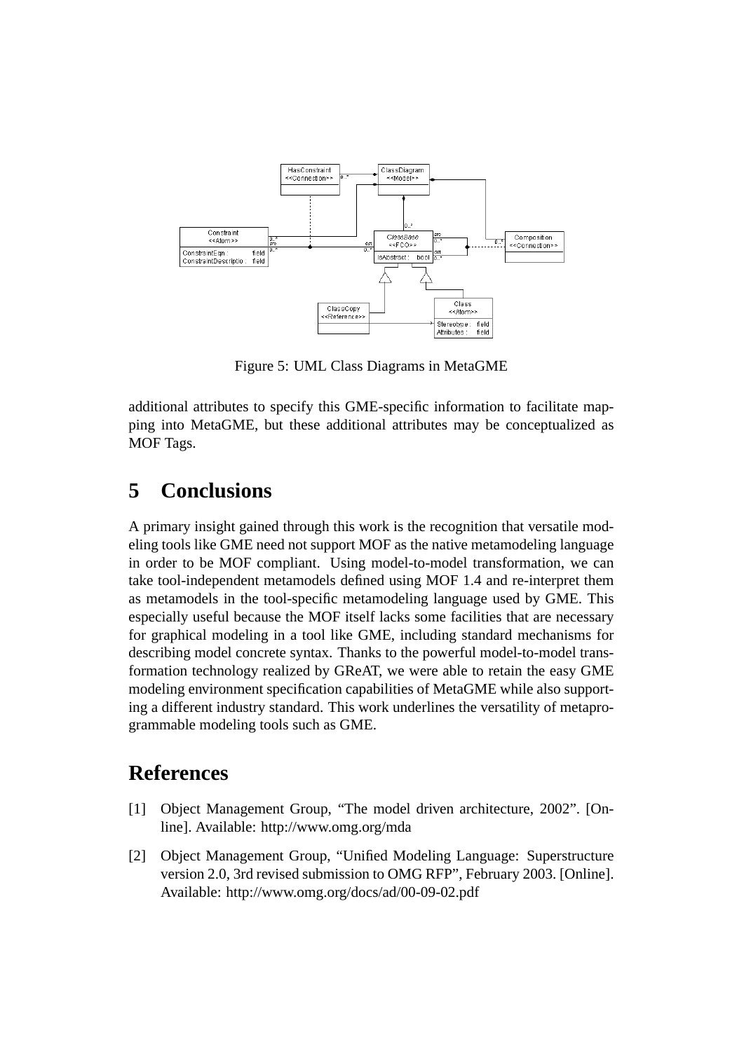Figure 5: UML Class Diagrams in MetaGME

additional attributes to specify this GME-specific information to facilitate mapping into MetaGME, but these additional attributes may be conceptualized as MOF Tags.

## 5 Conclusions

A primary insight gained through this work is the recognition that versatile modeling tools like GME need not support MOF as the native metamodeling language in order to be MOF compliant. Using model-to-model transformation, we can take tool-independent metamodels defined using MOF 1.4 and re-interpret them as metamodels in the tool-specific metamodeling language used by GME. This especially useful because the MOF itself lacks some facilities that are necessary for graphical modeling in a tool like GME, including standard mechanisms for describing model concrete syntax. Thanks to the powerful model-to-model transformation technology realized by GReAT, we were able to retain the easy GME modeling environment specification capabilities of MetaGME while also supporting a different industry standard. This work underlines the versatility of metaprogrammable modeling tools such as GME.

## References

[1] Object Management Group, "The model driven architecture, 2002". [Online]. Available: http://www.omg.org/mda

[2] Object Management Group, "Unified Modeling Language: Superstructure version 2.0, 3rd revised submission to OMG RFP", February 2003. [Online]. Available: http://www.omg.org/docs/ad/00-09-02.pdf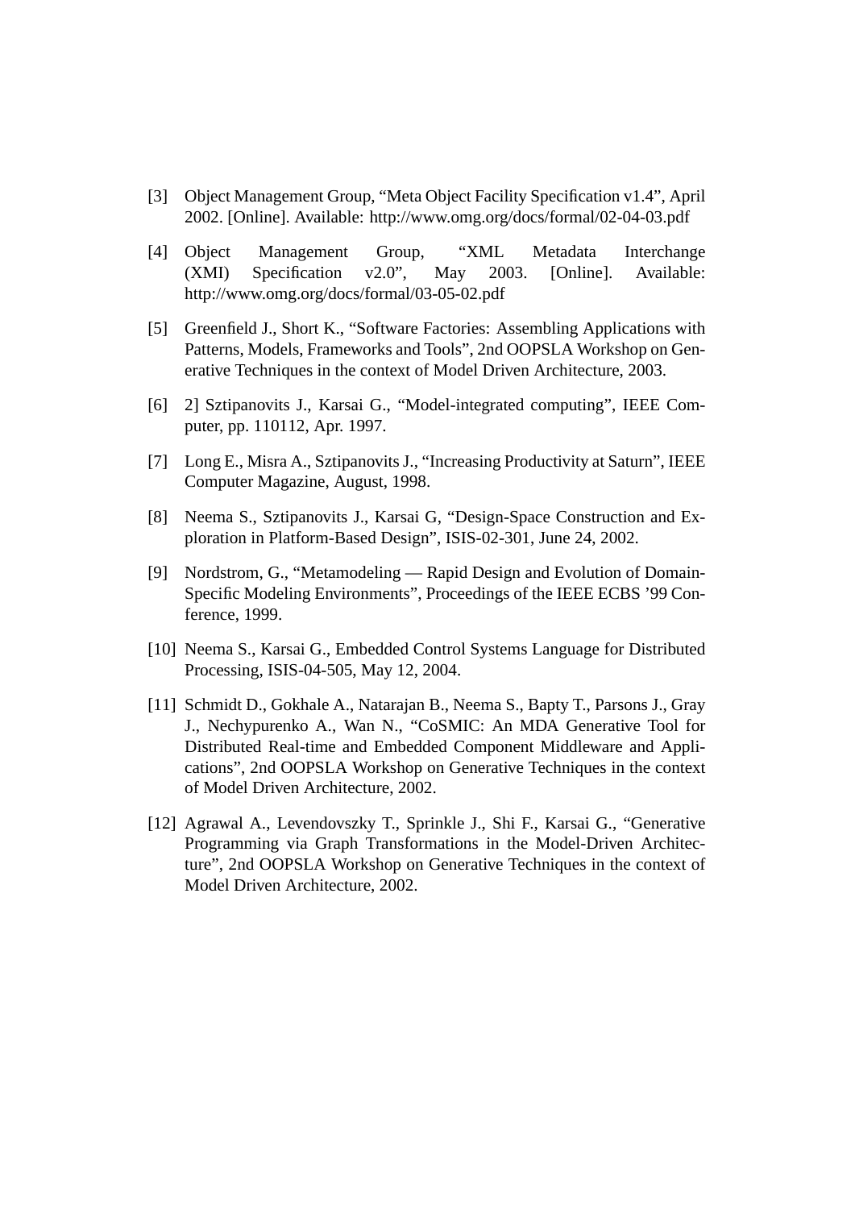[3] Object Management Group, “Meta Object Facility Specification v1.4”, April 2002. [Online]. Available: http://www.omg.org/docs/formal/02-04-03.pdf

[4] Object Management Group, “XML Metadata Interchange (XMI) Specification v2.0”, May 2003. [Online]. Available: http://www.omg.org/docs/formal/03-05-02.pdf

[5] Greenfield J., Short K., “Software Factories: Assembling Applications with Patterns, Models, Frameworks and Tools”, 2nd OOPSLA Workshop on Generative Techniques in the context of Model Driven Architecture, 2003.

[6] 2] Sztipanovits J., Karsai G., “Model-integrated computing”, IEEE Computer, pp. 110112, Apr. 1997.

[7] Long E., Misra A., Sztipanovits J., “Increasing Productivity at Saturn”, IEEE Computer Magazine, August, 1998.

[8] Neema S., Sztipanovits J., Karsai G, “Design-Space Construction and Exploration in Platform-Based Design”, ISIS-02-301, June 24, 2002.

[9] Nordstrom, G., “Metamodeling — Rapid Design and Evolution of Domain-Specific Modeling Environments”, Proceedings of the IEEE ECBS ’99 Conference, 1999.

[10] Neema S., Karsai G., Embedded Control Systems Language for Distributed Processing, ISIS-04-505, May 12, 2004.

[11] Schmidt D., Gokhale A., Natarajan B., Neema S., Bapty T., Parsons J., Gray J., Nechypurenko A., Wan N., “CoSMIC: An MDA Generative Tool for Distributed Real-time and Embedded Component Middleware and Applications”, 2nd OOPSLA Workshop on Generative Techniques in the context of Model Driven Architecture, 2002.

[12] Agrawal A., Levendovszky T., Sprinkle J., Shi F., Karsai G., “Generative Programming via Graph Transformations in the Model-Driven Architecture”, 2nd OOPSLA Workshop on Generative Techniques in the context of Model Driven Architecture, 2002.